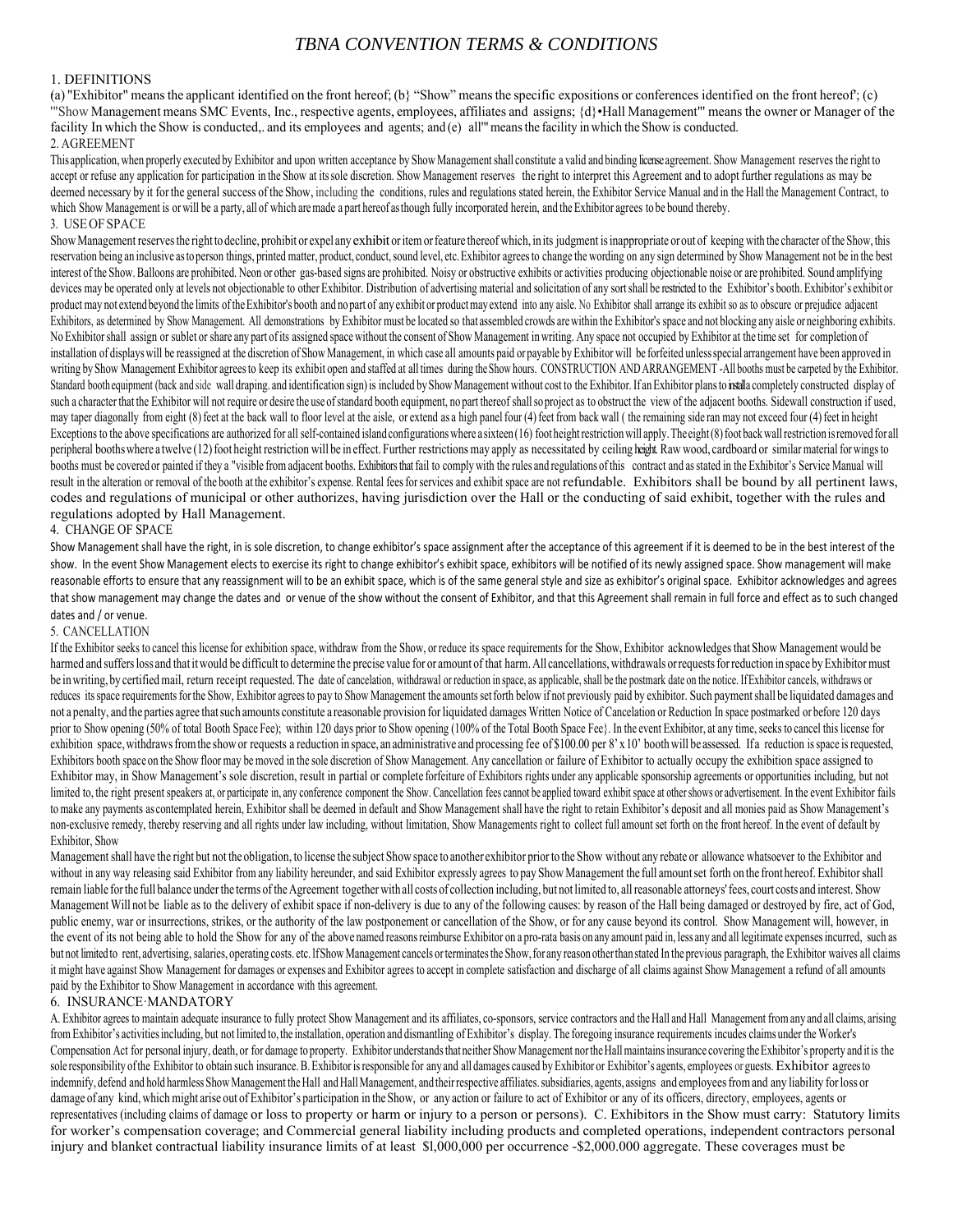# *TBNA CONVENTION TERMS & CONDITIONS*

## 1. DEFINITIONS

(a) "Exhibitor" means the applicant identified on the front hereof; (b} "Show" means the specific expositions or conferences identified on the front hereof'; (c) '"Show Management means SMC Events, Inc., respective agents, employees, affiliates and assigns; {d}•Hall Management"' means the owner or Manager of the facility In which the Show is conducted,. and its employees and agents; and (e) all'" means the facility in which the Show is conducted.

## 2. AGREEMENT

This application, when properly executed by Exhibitor and upon written acceptance by Show Management shall constitute a valid and binding license agreement. Show Management reserves the right to accept or refuse any application for participation in the Show at its sole discretion. Show Management reserves the right to interpret this Agreement and to adopt further regulations as may be deemed necessary by it for the general success of the Show, including the conditions, rules and regulations stated herein, the Exhibitor Service Manual and in the Hall the Management Contract, to which Show Management is or will be a party, all of which are made a part hereof as though fully incorporated herein, and the Exhibitor agrees to be bound thereby.

## 3. USE OF SPACE

Show Management reserves the right to decline, prohibit or expel any exhibit or item or feature thereof which, in its judgment is inappropriate or out of keeping with the character of the Show, this reservation being an inclusive as to person things, printed matter, product, conduct, sound level, etc. Exhibitor agrees to change the wording on any sign determined by Show Management not be in the best interest of the Show. Balloons are prohibited. Neon or other gas-based signs are prohibited. Noisy or obstructive exhibits or activities producing objectionable noise or are prohibited. Sound amplifying devices may be operated only at levels not objectionable to other Exhibitor. Distribution of advertising material and solicitation of any sort shall be restricted to the Exhibitor's booth. Exhibitor's exhibit or product may not extend beyond the limits of the Exhibitor's booth and no part of any exhibit or product may extend into any aisle. No Exhibitor shall arrange its exhibit so as to obscure or prejudice adjacent Exhibitors, as determined by Show Management. All demonstrations by Exhibitor must be located so that assembled crowds are within the Exhibitor's space and not blocking any aisle or neighboring exhibits. No Exhibitor shall assign or sublet or share any part of its assigned space without the consent of Show Management in writing. Any space not occupied by Exhibitor at the time set for completion of installation of displays will be reassigned at the discretion of Show Management, in which case all amounts paid or payable by Exhibitor will be forfeited unless special arrangement have been approved in writing by Show Management Exhibitor agrees to keep its exhibit open and staffed at all times during the Show hours. CONSTRUCTION AND ARRANGEMENT -All booths must be carpeted by the Exhibitor. Standard booth equipment (back and side wall draping. and identification sign) is included by Show Management without cost to the Exhibitor. If an Exhibitor plans to install a completely constructed display of such a character that the Exhibitor will not require or desire the use of standard booth equipment, no part thereof shall so project as to obstruct the view of the adjacent booths. Sidewall construction if used, may taper diagonally from eight (8) feet at the back wall to floor level at the aisle, or extend as a high panel four (4) feet from back wall ( the remaining side ran may not exceed four (4) feet in height Exceptions to the above specifications are authorized for all self-contained island configurations where a sixteen (16) foot height restriction will apply. The eight (8) foot back wall restriction is removed for all peripheral booths where a twelve (12) foot height restriction will be in effect. Further restrictions may apply as necessitated by ceiling height. Raw wood, cardboard or similar material for wings to booths must be covered or painted if they a "visible from adjacent booths. Exhibitors that fail to comply with the rules and regulations of this contract and as stated in the Exhibitor's Service Manual will result in the alteration or removal of the booth at the exhibitor's expense. Rental fees for services and exhibit space are not refundable. Exhibitors shall be bound by all pertinent laws, codes and regulations of municipal or other authorizes, having jurisdiction over the Hall or the conducting of said exhibit, together with the rules and regulations adopted by Hall Management.

## 4. CHANGE OF SPACE

Show Management shall have the right, in is sole discretion, to change exhibitor's space assignment after the acceptance of this agreement if it is deemed to be in the best interest of the show. In the event Show Management elects to exercise its right to change exhibitor's exhibit space, exhibitors will be notified of its newly assigned space. Show management will make reasonable efforts to ensure that any reassignment will to be an exhibit space, which is of the same general style and size as exhibitor's original space. Exhibitor acknowledges and agrees that show management may change the dates and or venue of the show without the consent of Exhibitor, and that this Agreement shall remain in full force and effect as to such changed dates and / or venue.

## 5. CANCELLATION

If the Exhibitor seeks to cancel this license for exhibition space, withdraw from the Show, or reduce its space requirements for the Show, Exhibitor acknowledges that Show Management would be harmed and suffers loss and that it would be difficult to determine the precise value for or amount of that harm. All cancellations, withdrawals or requests for reduction in space by Exhibitor must be in writing, by certified mail, return receipt requested. The date of cancelation, withdrawal or reduction in space, as applicable, shall be the postmark date on the notice. If Exhibitor cancels, withdraws or reduces its space requirements for the Show, Exhibitor agrees to pay to Show Management the amounts set forth below if not previously paid by exhibitor. Such payment shall be liquidated damages and not a penalty, and the parties agree that such amounts constitute a reasonable provision for liquidated damages Written Notice of Cancelation or Reduction In space postmarked or before 120 days prior to Show opening (50% of total Booth Space Fee); within 120 days prior to Show opening (100% of the Total Booth Space Fee}. In the event Exhibitor, at any time, seeks to cancel this license for exhibition space, withdraws from the show or requests a reduction in space, an administrative and processing fee of $100.00 per 8' x 10' booth will be assessed. If a reduction is space is requested, Exhibitors booth space on the Show floor may be moved in the sole discretion of Show Management. Any cancellation or failure of Exhibitor to actually occupy the exhibition space assigned to Exhibitor may, in Show Management's sole discretion, result in partial or complete forfeiture of Exhibitors rights under any applicable sponsorship agreements or opportunities including, but not limited to, the right present speakers at, or participate in, any conference component the Show. Cancellation fees cannot be applied toward exhibit space at other shows or advertisement. In the event Exhibitor fails to make any payments as contemplated herein, Exhibitor shall be deemed in default and Show Management shall have the right to retain Exhibitor's deposit and all monies paid as Show Management's non-exclusive remedy, thereby reserving and all rights under law including, without limitation, Show Managements right to collect full amount set forth on the front hereof. In the event of default by Exhibitor, Show

Management shall have the right but not the obligation, to license the subject Show space to another exhibitor prior to the Show without any rebate or allowance whatsoever to the Exhibitor and without in any way releasing said Exhibitor from any liability hereunder, and said Exhibitor expressly agrees to pay Show Management the full amount set forth on the front hereof. Exhibitor shall remain liable for the full balance under the terms of the Agreement together with all costs of collection including, but not limited to, all reasonable attorneys' fees, court costs and interest. Show Management Will not be liable as to the delivery of exhibit space if non-delivery is due to any of the following causes: by reason of the Hall being damaged or destroyed by fire, act of God, public enemy, war or insurrections, strikes, or the authority of the law postponement or cancellation of the Show, or for any cause beyond its control. Show Management will, however, in the event of its not being able to hold the Show for any of the above named reasons reimburse Exhibitor on a pro-rata basis on any amount paid in, less any and all legitimate expenses incurred, such as but not limited to rent, advertising, salaries, operating costs. etc. If Show Management cancels or terminates the Show, for any reason other than stated In the previous paragraph, the Exhibitor waives all claims it might have against Show Management for damages or expenses and Exhibitor agrees to accept in complete satisfaction and discharge of all claims against Show Management a refund of all amounts paid by the Exhibitor to Show Management in accordance with this agreement.

## 6. INSURANCE·MANDATORY

A. Exhibitor agrees to maintain adequate insurance to fully protect Show Management and its affiliates, co-sponsors, service contractors and the Hall and Hall Management from any and all claims, arising from Exhibitor's activities including, but not limited to, the installation, operation and dismantling of Exhibitor's display. The foregoing insurance requirements incudes claims under the Worker's Compensation Act for personal injury, death, or for damage to property. Exhibitor understands that neither Show Management nor the Hall maintains insurance covering the Exhibitor's property and it is the sole responsibility of the Exhibitor to obtain such insurance. B. Exhibitor is responsible for any and all damages caused by Exhibitor or Exhibitor's agents, employees or guests. Exhibitor agrees to indemnify, defend and hold harmless Show Management the Hall and Hall Management, and their respective affiliates. subsidiaries, agents, assigns and employees from and any liability for loss or damage of any kind, which might arise out of Exhibitor's participation in the Show, or any action or failure to act of Exhibitor or any of its officers, directory, employees, agents or representatives (including claims of damage or loss to property or harm or injury to a person or persons). C. Exhibitors in the Show must carry: Statutory limits for worker's compensation coverage; and Commercial general liability including products and completed operations, independent contractors personal injury and blanket contractual liability insurance limits of at least $l,000,000 per occurrence -$2,000.000 aggregate. These coverages must be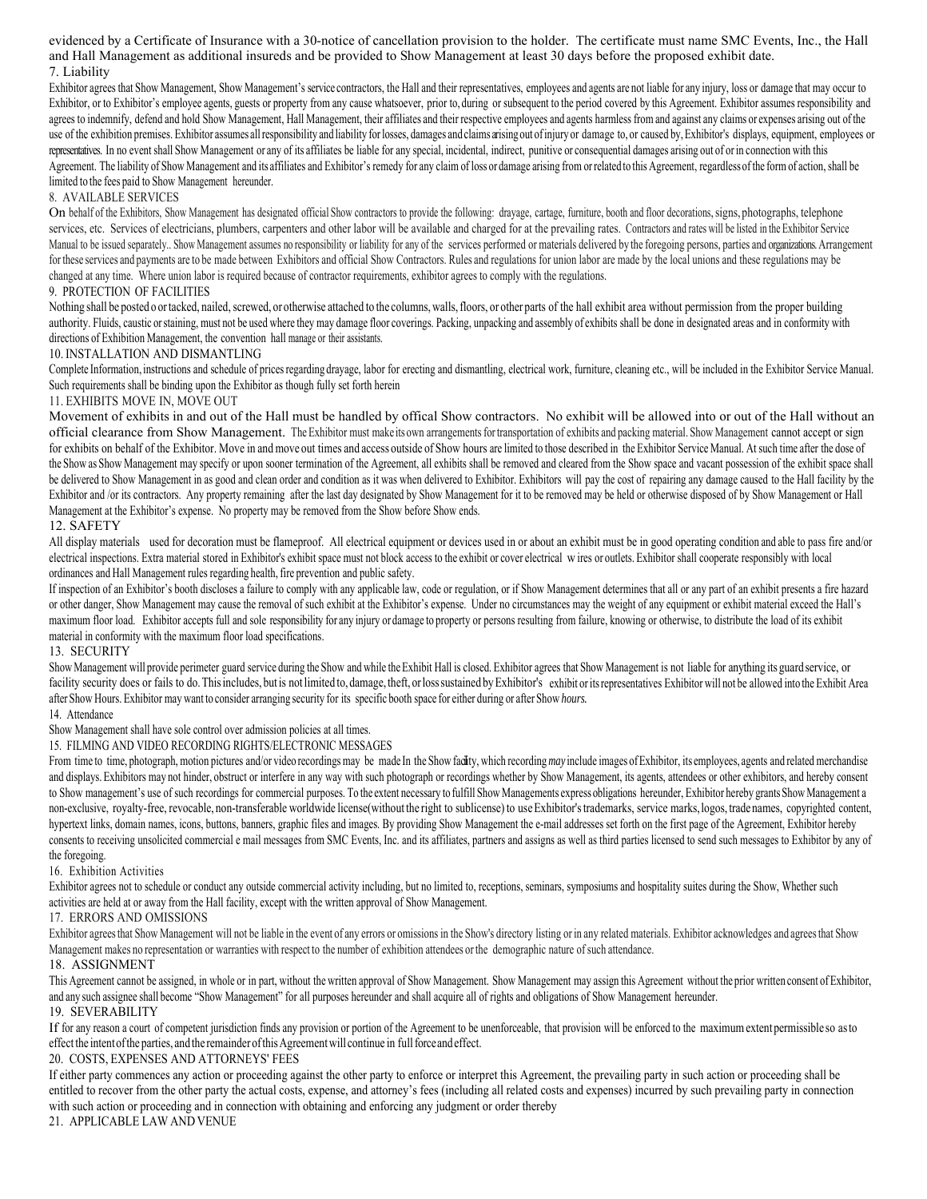evidenced by a Certificate of Insurance with a 30-notice of cancellation provision to the holder. The certificate must name SMC Events, Inc., the Hall and Hall Management as additional insureds and be provided to Show Management at least 30 days before the proposed exhibit date.

## 7. Liability

Exhibitor agrees that Show Management, Show Management's service contractors, the Hall and their representatives, employees and agents are not liable for any injury, loss or damage that may occur to Exhibitor, or to Exhibitor's employee agents, guests or property from any cause whatsoever, prior to, during or subsequent to the period covered by this Agreement. Exhibitor assumes responsibility and agrees to indemnify, defend and hold Show Management, Hall Management, their affiliates and their respective employees and agents harmless from and against any claims or expenses arising out of the use of the exhibition premises. Exhibitor assumes all responsibility and liability for losses, damages and claims arising out of injury or damage to, or caused by, Exhibitor's displays, equipment, employees or representatives. In no event shall Show Management or any of its affiliates be liable for any special, incidental, indirect, punitive or consequential damages arising out of or in connection with this Agreement. The liability of Show Management and its affiliates and Exhibitor's remedy for any claim of loss or damage arising from or related to this Agreement, regardless of the form of action, shall be limited to the fees paid to Show Management hereunder.

## 8. AVAILABLE SERVICES

On behalf of the Exhibitors, Show Management has designated official Show contractors to provide the following: drayage, cartage, furniture, booth and floor decorations, signs, photographs, telephone services, etc. Services of electricians, plumbers, carpenters and other labor will be available and charged for at the prevailing rates. Contractors and rates will be listed in the Exhibitor Service Manual to be issued separately.. Show Management assumes no responsibility or liability for any of the services performed or materials delivered by the foregoing persons, parties and organizations. Arrangement for these services and payments are to be made between Exhibitors and official Show Contractors. Rules and regulations for union labor are made by the local unions and these regulations may be changed at any time. Where union labor is required because of contractor requirements, exhibitor agrees to comply with the regulations.

## 9. PROTECTION OF FACILITIES

Nothing shall be posted o or tacked, nailed, screwed, or otherwise attached to the columns, walls, floors, or other parts of the hall exhibit area without permission from the proper building authority. Fluids, caustic or staining, must not be used where they may damage floor coverings. Packing, unpacking and assembly of exhibits shall be done in designated areas and in conformity with directions of Exhibition Management, the convention hall manage or their assistants.

## 10. INSTALLATION AND DISMANTLING

Complete Information, instructions and schedule of prices regarding drayage, labor for erecting and dismantling, electrical work, furniture, cleaning etc., will be included in the Exhibitor Service Manual. Such requirements shall be binding upon the Exhibitor as though fully set forth herein

## 11. EXHIBITS MOVE IN, MOVE OUT

Movement of exhibits in and out of the Hall must be handled by offical Show contractors. No exhibit will be allowed into or out of the Hall without an official clearance from Show Management. The Exhibitor must make its own arrangements for transportation of exhibits and packing material. Show Management cannot accept or sign for exhibits on behalf of the Exhibitor. Move in and move out times and access outside of Show hours are limited to those described in the Exhibitor Service Manual. At such time after the dose of the Show as Show Management may specify or upon sooner termination of the Agreement, all exhibits shall be removed and cleared from the Show space and vacant possession of the exhibit space shall be delivered to Show Management in as good and clean order and condition as it was when delivered to Exhibitor. Exhibitors will pay the cost of repairing any damage caused to the Hall facility by the Exhibitor and /or its contractors. Any property remaining after the last day designated by Show Management for it to be removed may be held or otherwise disposed of by Show Management or Hall Management at the Exhibitor's expense. No property may be removed from the Show before Show ends.

## 12. SAFETY

All display materials used for decoration must be flameproof. All electrical equipment or devices used in or about an exhibit must be in good operating condition and able to pass fire and/or electrical inspections. Extra material stored in Exhibitor's exhibit space must not block access to the exhibit or cover electrical w ires or outlets. Exhibitor shall cooperate responsibly with local ordinances and Hall Management rules regarding health, fire prevention and public safety.

If inspection of an Exhibitor's booth discloses a failure to comply with any applicable law, code or regulation, or if Show Management determines that all or any part of an exhibit presents a fire hazard or other danger, Show Management may cause the removal of such exhibit at the Exhibitor's expense. Under no circumstances may the weight of any equipment or exhibit material exceed the Hall's maximum floor load. Exhibitor accepts full and sole responsibility for any injury or damage to property or persons resulting from failure, knowing or otherwise, to distribute the load of its exhibit material in conformity with the maximum floor load specifications.

## 13. SECURITY

Show Management will provide perimeter guard service during the Show and while the Exhibit Hall is closed. Exhibitor agrees that Show Management is not liable for anything its guard service, or facility security does or fails to do. This includes, but is not limited to, damage, theft, or loss sustained by Exhibitor's exhibit or its representatives Exhibitor will not be allowed into the Exhibit Area after Show Hours. Exhibitor may want to consider arranging security for its specific booth space for either during or after Show *hours*.

## 14. Attendance

Show Management shall have sole control over admission policies at all times.

## 15. FILMING AND VIDEO RECORDING RIGHTS/ELECTRONIC MESSAGES

From time to time, photograph, motion pictures and/or video recordings may be made In the Show facility, which recording *may* include images of Exhibitor, its employees, agents and related merchandise and displays. Exhibitors may not hinder, obstruct or interfere in any way with such photograph or recordings whether by Show Management, its agents, attendees or other exhibitors, and hereby consent to Show management's use of such recordings for commercial purposes. To the extent necessary to fulfill Show Managements express obligations hereunder, Exhibitor hereby grants Show Management a non-exclusive, royalty-free, revocable, non-transferable worldwide license(without the right to sublicense) to use Exhibitor's trademarks, service marks, logos, trade names, copyrighted content, hypertext links, domain names, icons, buttons, banners, graphic files and images. By providing Show Management the e-mail addresses set forth on the first page of the Agreement, Exhibitor hereby consents to receiving unsolicited commercial e mail messages from SMC Events, Inc. and its affiliates, partners and assigns as well as third parties licensed to send such messages to Exhibitor by any of the foregoing.

## 16. Exhibition Activities

Exhibitor agrees not to schedule or conduct any outside commercial activity including, but no limited to, receptions, seminars, symposiums and hospitality suites during the Show, Whether such activities are held at or away from the Hall facility, except with the written approval of Show Management.

## 17. ERRORS AND OMISSIONS

Exhibitor agrees that Show Management will not be liable in the event of any errors or omissions in the Show's directory listing or in any related materials. Exhibitor acknowledges and agrees that Show Management makes no representation or warranties with respect to the number of exhibition attendees or the demographic nature of such attendance.

## 18. ASSIGNMENT

This Agreement cannot be assigned, in whole or in part, without the written approval of Show Management. Show Management may assign this Agreement without the prior written consent of Exhibitor, and any such assignee shall become "Show Management" for all purposes hereunder and shall acquire all of rights and obligations of Show Management hereunder.

## 19. SEVERABILITY

If for any reason a court of competent jurisdiction finds any provision or portion of the Agreement to be unenforceable, that provision will be enforced to the maximum extent permissible so as to effect the intent of the parties, and the remainder of this Agreement will continue in full force and effect.

## 20. COSTS, EXPENSES AND ATTORNEYS' FEES

If either party commences any action or proceeding against the other party to enforce or interpret this Agreement, the prevailing party in such action or proceeding shall be entitled to recover from the other party the actual costs, expense, and attorney's fees (including all related costs and expenses) incurred by such prevailing party in connection with such action or proceeding and in connection with obtaining and enforcing any judgment or order thereby

## 21. APPLICABLE LAW AND VENUE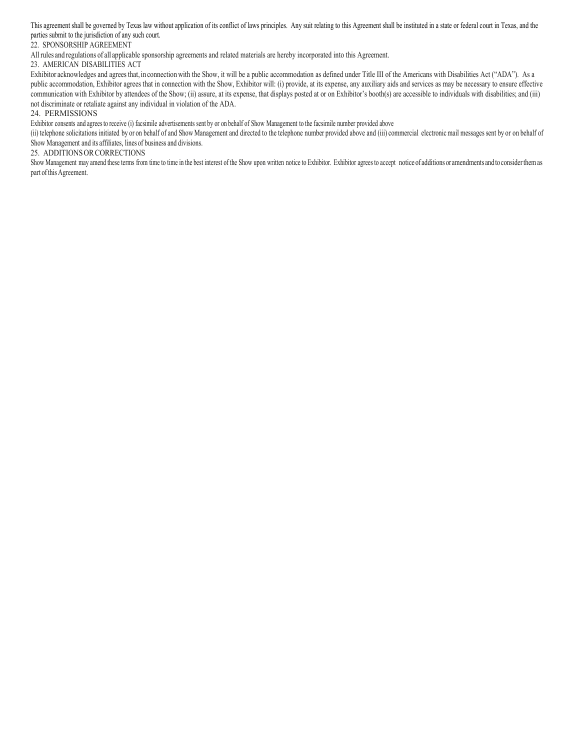This agreement shall be governed by Texas law without application of its conflict of laws principles. Any suit relating to this Agreement shall be instituted in a state or federal court in Texas, and the parties submit to the jurisdiction of any such court.

22. SPONSORSHIP AGREEMENT

All rules and regulations of all applicable sponsorship agreements and related materials are hereby incorporated into this Agreement.

23. AMERICAN DISABILITIES ACT

Exhibitor acknowledges and agrees that, in connection with the Show, it will be a public accommodation as defined under Title III of the Americans with Disabilities Act ("ADA"). As a public accommodation, Exhibitor agrees that in connection with the Show, Exhibitor will: (i) provide, at its expense, any auxiliary aids and services as may be necessary to ensure effective communication with Exhibitor by attendees of the Show; (ii) assure, at its expense, that displays posted at or on Exhibitor's booth(s) are accessible to individuals with disabilities; and (iii) not discriminate or retaliate against any individual in violation of the ADA.

24. PERMISSIONS

Exhibitor consents and agrees to receive (i) facsimile advertisements sent by or on behalf of Show Management to the facsimile number provided above

(ii) telephone solicitations initiated by or on behalf of and Show Management and directed to the telephone number provided above and (iii) commercial electronic mail messages sent by or on behalf of Show Management and its affiliates, lines of business and divisions.

25. ADDITIONS OR CORRECTIONS

Show Management may amend these terms from time to time in the best interest of the Show upon written notice to Exhibitor. Exhibitor agrees to accept notice of additions or amendments and to consider them as part of this Agreement.